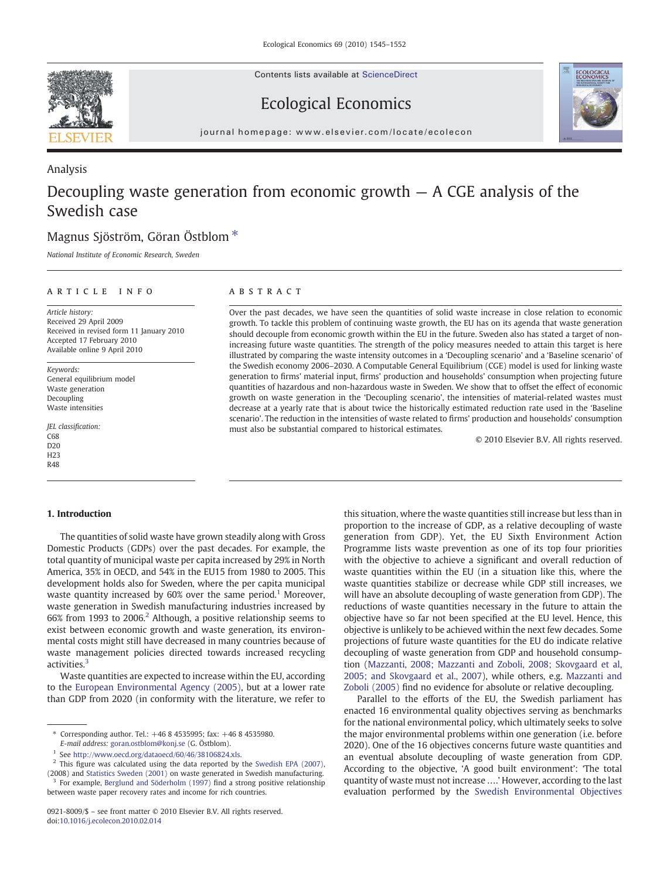Analysis

# Decoupling waste generation from economic growth — A CGE analysis of the Swedish case

Magnus Sjöström, Göran Östblom *

*National Institute of Economic Research, Sweden*

## ARTICLE INFO

*Article history:*
Received 29 April 2009
Received in revised form 11 January 2010
Accepted 17 February 2010
Available online 9 April 2010

*Keywords:*
General equilibrium model
Waste generation
Decoupling
Waste intensities

*JEL classification:*
C68
D20
H23
R48

## ABSTRACT

Over the past decades, we have seen the quantities of solid waste increase in close relation to economic growth. To tackle this problem of continuing waste growth, the EU has on its agenda that waste generation should decouple from economic growth within the EU in the future. Sweden also has stated a target of non-increasing future waste quantities. The strength of the policy measures needed to attain this target is here illustrated by comparing the waste intensity outcomes in a 'Decoupling scenario' and a 'Baseline scenario' of the Swedish economy 2006–2030. A Computable General Equilibrium (CGE) model is used for linking waste generation to firms' material input, firms' production and households' consumption when projecting future quantities of hazardous and non-hazardous waste in Sweden. We show that to offset the effect of economic growth on waste generation in the 'Decoupling scenario', the intensities of material-related wastes must decrease at a yearly rate that is about twice the historically estimated reduction rate used in the 'Baseline scenario'. The reduction in the intensities of waste related to firms' production and households' consumption must also be substantial compared to historical estimates.

© 2010 Elsevier B.V. All rights reserved.

## 1. Introduction

The quantities of solid waste have grown steadily along with Gross Domestic Products (GDPs) over the past decades. For example, the total quantity of municipal waste per capita increased by 29% in North America, 35% in OECD, and 54% in the EU15 from 1980 to 2005. This development holds also for Sweden, where the per capita municipal waste quantity increased by 60% over the same period.[1] Moreover, waste generation in Swedish manufacturing industries increased by 66% from 1993 to 2006.[2] Although, a positive relationship seems to exist between economic growth and waste generation, its environmental costs might still have decreased in many countries because of waste management policies directed towards increased recycling activities.[3]

Waste quantities are expected to increase within the EU, according to the European Environmental Agency (2005), but at a lower rate than GDP from 2020 (in conformity with the literature, we refer to this situation, where the waste quantities still increase but less than in proportion to the increase of GDP, as a relative decoupling of waste generation from GDP). Yet, the EU Sixth Environment Action Programme lists waste prevention as one of its top four priorities with the objective to achieve a significant and overall reduction of waste quantities within the EU (in a situation like this, where the waste quantities stabilize or decrease while GDP still increases, we will have an absolute decoupling of waste generation from GDP). The reductions of waste quantities necessary in the future to attain the objective have so far not been specified at the EU level. Hence, this objective is unlikely to be achieved within the next few decades. Some projections of future waste quantities for the EU do indicate relative decoupling of waste generation from GDP and household consumption (Mazzanti, 2008; Mazzanti and Zoboli, 2008; Skovgaard et al, 2005; and Skovgaard et al., 2007), while others, e.g. Mazzanti and Zoboli (2005) find no evidence for absolute or relative decoupling.

Parallel to the efforts of the EU, the Swedish parliament has enacted 16 environmental quality objectives serving as benchmarks for the national environmental policy, which ultimately seeks to solve the major environmental problems within one generation (i.e. before 2020). One of the 16 objectives concerns future waste quantities and an eventual absolute decoupling of waste generation from GDP. According to the objective, 'A good built environment': 'The total quantity of waste must not increase ....' However, according to the last evaluation performed by the Swedish Environmental Objectives

---

* Corresponding author. Tel.: +46 8 4535995; fax: +46 8 4535980.
*E-mail address:* goran.ostblom@konj.se (G. Östblom).

[1] See http://www.oecd.org/dataoecd/60/46/38106824.xls.

[2] This figure was calculated using the data reported by the Swedish EPA (2007), (2008) and Statistics Sweden (2001) on waste generated in Swedish manufacturing.

[3] For example, Berglund and Söderholm (1997) find a strong positive relationship between waste paper recovery rates and income for rich countries.

0921-8009/$ – see front matter © 2010 Elsevier B.V. All rights reserved.
doi:10.1016/j.ecolecon.2010.02.014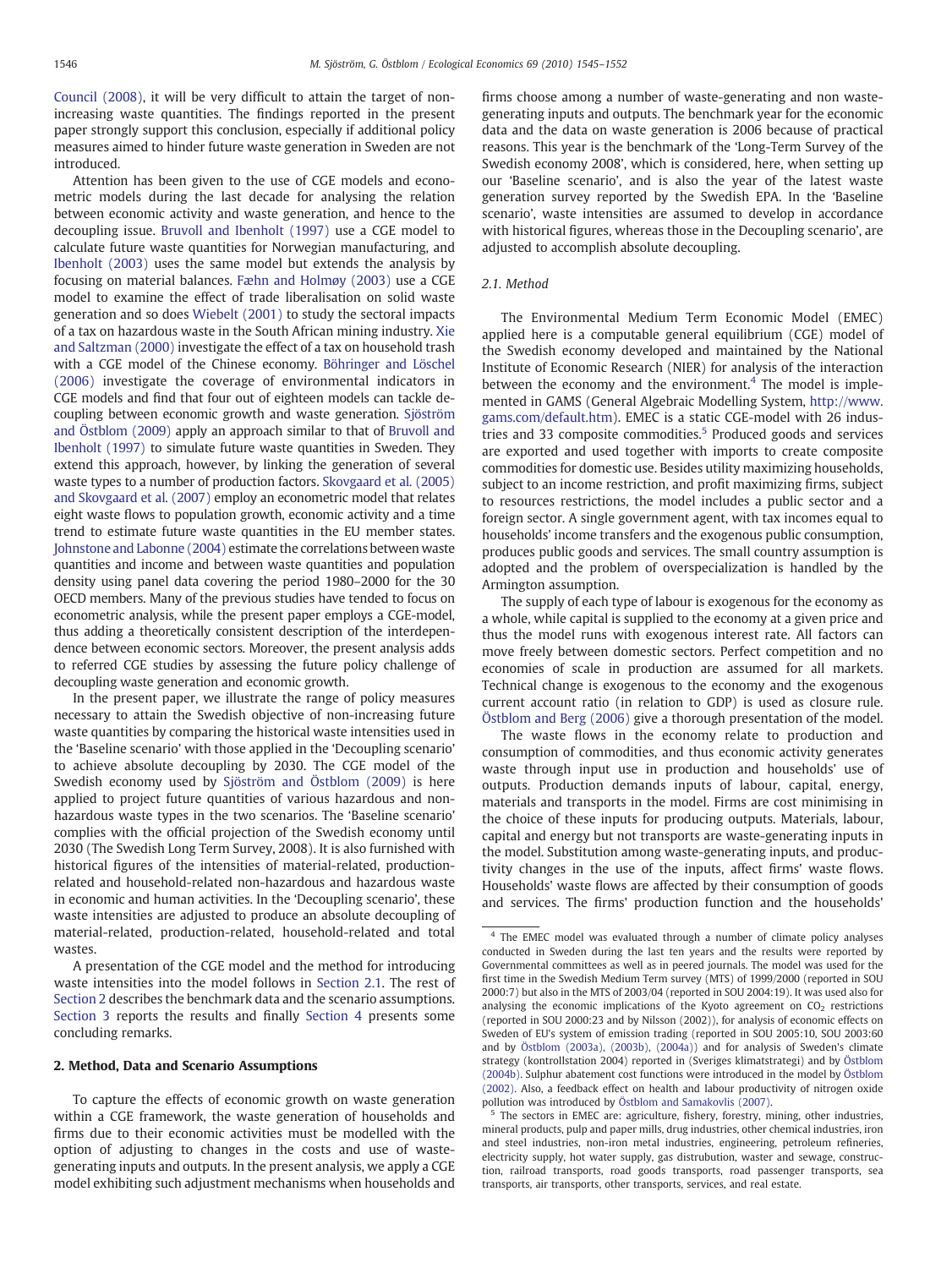Council (2008), it will be very difficult to attain the target of non-increasing waste quantities. The findings reported in the present paper strongly support this conclusion, especially if additional policy measures aimed to hinder future waste generation in Sweden are not introduced.

Attention has been given to the use of CGE models and econometric models during the last decade for analysing the relation between economic activity and waste generation, and hence to the decoupling issue. Bruvoll and Ibenholt (1997) use a CGE model to calculate future waste quantities for Norwegian manufacturing, and Ibenholt (2003) uses the same model but extends the analysis by focusing on material balances. Fæhn and Holmøy (2003) use a CGE model to examine the effect of trade liberalisation on solid waste generation and so does Wiebelt (2001) to study the sectoral impacts of a tax on hazardous waste in the South African mining industry. Xie and Saltzman (2000) investigate the effect of a tax on household trash with a CGE model of the Chinese economy. Böhringer and Löschel (2006) investigate the coverage of environmental indicators in CGE models and find that four out of eighteen models can tackle decoupling between economic growth and waste generation. Sjöström and Östblom (2009) apply an approach similar to that of Bruvoll and Ibenholt (1997) to simulate future waste quantities in Sweden. They extend this approach, however, by linking the generation of several waste types to a number of production factors. Skovgaard et al. (2005) and Skovgaard et al. (2007) employ an econometric model that relates eight waste flows to population growth, economic activity and a time trend to estimate future waste quantities in the EU member states. Johnstone and Labonne (2004) estimate the correlations between waste quantities and income and between waste quantities and population density using panel data covering the period 1980–2000 for the 30 OECD members. Many of the previous studies have tended to focus on econometric analysis, while the present paper employs a CGE-model, thus adding a theoretically consistent description of the interdependence between economic sectors. Moreover, the present analysis adds to referred CGE studies by assessing the future policy challenge of decoupling waste generation and economic growth.

In the present paper, we illustrate the range of policy measures necessary to attain the Swedish objective of non-increasing future waste quantities by comparing the historical waste intensities used in the 'Baseline scenario' with those applied in the 'Decoupling scenario' to achieve absolute decoupling by 2030. The CGE model of the Swedish economy used by Sjöström and Östblom (2009) is here applied to project future quantities of various hazardous and non-hazardous waste types in the two scenarios. The 'Baseline scenario' complies with the official projection of the Swedish economy until 2030 (The Swedish Long Term Survey, 2008). It is also furnished with historical figures of the intensities of material-related, production-related and household-related non-hazardous and hazardous waste in economic and human activities. In the 'Decoupling scenario', these waste intensities are adjusted to produce an absolute decoupling of material-related, production-related, household-related and total wastes.

A presentation of the CGE model and the method for introducing waste intensities into the model follows in Section 2.1. The rest of Section 2 describes the benchmark data and the scenario assumptions. Section 3 reports the results and finally Section 4 presents some concluding remarks.

## 2. Method, Data and Scenario Assumptions

To capture the effects of economic growth on waste generation within a CGE framework, the waste generation of households and firms due to their economic activities must be modelled with the option of adjusting to changes in the costs and use of waste-generating inputs and outputs. In the present analysis, we apply a CGE model exhibiting such adjustment mechanisms when households and firms choose among a number of waste-generating and non waste-generating inputs and outputs. The benchmark year for the economic data and the data on waste generation is 2006 because of practical reasons. This year is the benchmark of the 'Long-Term Survey of the Swedish economy 2008', which is considered, here, when setting up our 'Baseline scenario', and is also the year of the latest waste generation survey reported by the Swedish EPA. In the 'Baseline scenario', waste intensities are assumed to develop in accordance with historical figures, whereas those in the Decoupling scenario', are adjusted to accomplish absolute decoupling.

### 2.1. Method

The Environmental Medium Term Economic Model (EMEC) applied here is a computable general equilibrium (CGE) model of the Swedish economy developed and maintained by the National Institute of Economic Research (NIER) for analysis of the interaction between the economy and the environment.[4] The model is implemented in GAMS (General Algebraic Modelling System, http://www.gams.com/default.htm). EMEC is a static CGE-model with 26 industries and 33 composite commodities.[5] Produced goods and services are exported and used together with imports to create composite commodities for domestic use. Besides utility maximizing households, subject to an income restriction, and profit maximizing firms, subject to resources restrictions, the model includes a public sector and a foreign sector. A single government agent, with tax incomes equal to households' income transfers and the exogenous public consumption, produces public goods and services. The small country assumption is adopted and the problem of overspecialization is handled by the Armington assumption.

The supply of each type of labour is exogenous for the economy as a whole, while capital is supplied to the economy at a given price and thus the model runs with exogenous interest rate. All factors can move freely between domestic sectors. Perfect competition and no economies of scale in production are assumed for all markets. Technical change is exogenous to the economy and the exogenous current account ratio (in relation to GDP) is used as closure rule. Östblom and Berg (2006) give a thorough presentation of the model.

The waste flows in the economy relate to production and consumption of commodities, and thus economic activity generates waste through input use in production and households' use of outputs. Production demands inputs of labour, capital, energy, materials and transports in the model. Firms are cost minimising in the choice of these inputs for producing outputs. Materials, labour, capital and energy but not transports are waste-generating inputs in the model. Substitution among waste-generating inputs, and productivity changes in the use of the inputs, affect firms' waste flows. Households' waste flows are affected by their consumption of goods and services. The firms' production function and the households'

[4] The EMEC model was evaluated through a number of climate policy analyses conducted in Sweden during the last ten years and the results were reported by Governmental committees as well as in peered journals. The model was used for the first time in the Swedish Medium Term survey (MTS) of 1999/2000 (reported in SOU 2000:7) but also in the MTS of 2003/04 (reported in SOU 2004:19). It was used also for analysing the economic implications of the Kyoto agreement on $CO_2$ restrictions (reported in SOU 2000:23 and by Nilsson (2002)), for analysis of economic effects on Sweden of EU's system of emission trading (reported in SOU 2005:10, SOU 2003:60 and by Östblom (2003a), (2003b), (2004a)) and for analysis of Sweden's climate strategy (kontrollstation 2004) reported in (Sveriges klimatstrategi) and by Östblom (2004b). Sulphur abatement cost functions were introduced in the model by Östblom (2002). Also, a feedback effect on health and labour productivity of nitrogen oxide pollution was introduced by Östblom and Samakovlis (2007).

[5] The sectors in EMEC are: agriculture, fishery, forestry, mining, other industries, mineral products, pulp and paper mills, drug industries, other chemical industries, iron and steel industries, non-iron metal industries, engineering, petroleum refineries, electricity supply, hot water supply, gas distrubution, waster and sewage, construction, railroad transports, road goods transports, road passenger transports, sea transports, air transports, other transports, services, and real estate.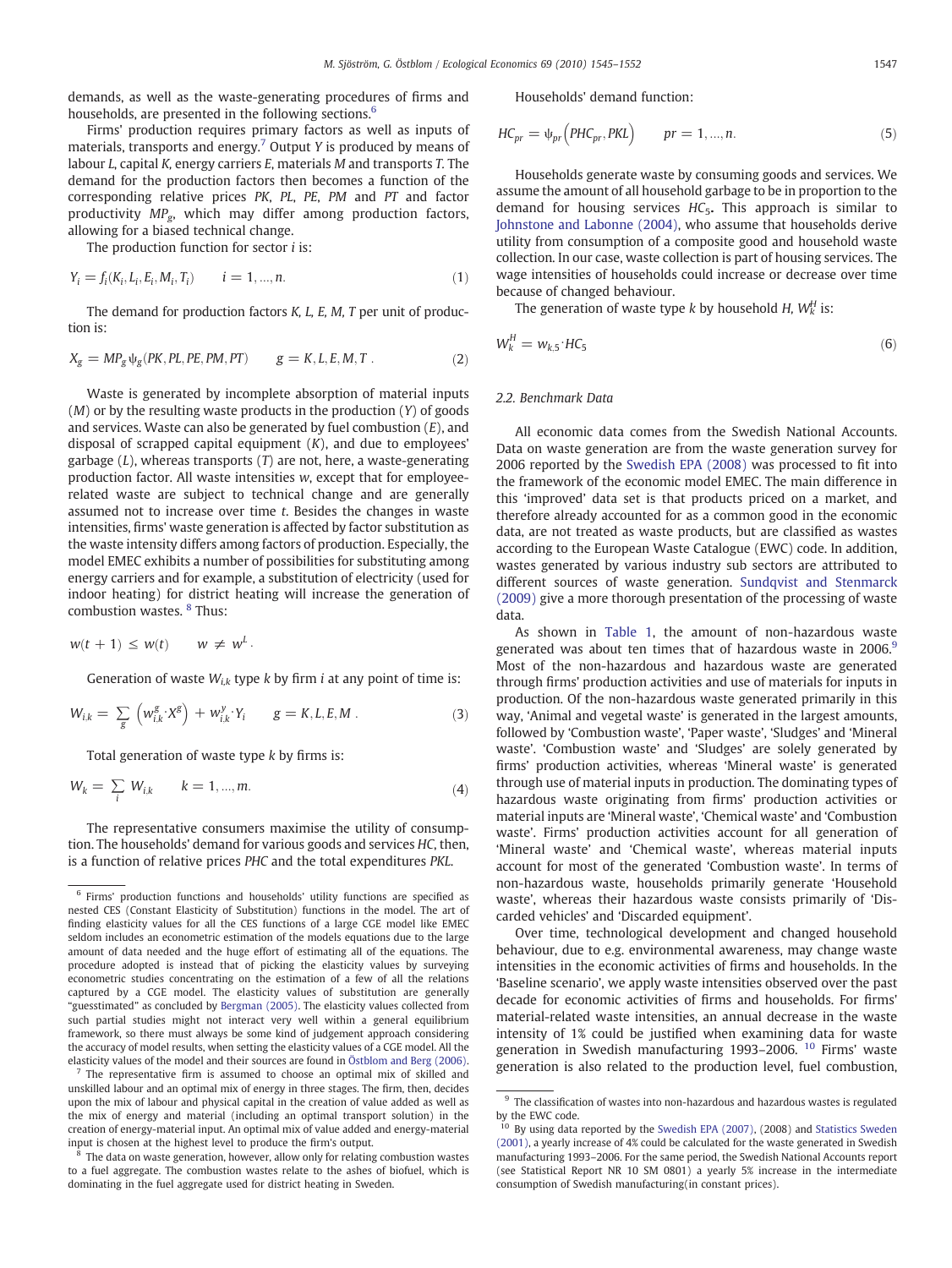demands, as well as the waste-generating procedures of firms and households, are presented in the following sections.[6]

Firms' production requires primary factors as well as inputs of materials, transports and energy.[7] Output $Y$ is produced by means of labour $L$, capital $K$, energy carriers $E$, materials $M$ and transports $T$. The demand for the production factors then becomes a function of the corresponding relative prices $PK$, $PL$, $PE$, $PM$ and $PT$ and factor productivity $MP_g$, which may differ among production factors, allowing for a biased technical change.

The production function for sector $i$ is:

$$Y_i = f_i(K_i, L_i, E_i, M_i, T_i) \qquad i = 1, ..., n. \tag{1}$$

The demand for production factors K, L, E, M, T per unit of production is:

$$X_g = MP_g \psi_g(PK, PL, PE, PM, PT) \qquad g = K, L, E, M, T\ . \tag{2}$$

Waste is generated by incomplete absorption of material inputs ($M$) or by the resulting waste products in the production ($Y$) of goods and services. Waste can also be generated by fuel combustion ($E$), and disposal of scrapped capital equipment ($K$), and due to employees' garbage ($L$), whereas transports ($T$) are not, here, a waste-generating production factor. All waste intensities $w$, except that for employee-related waste are subject to technical change and are generally assumed not to increase over time $t$. Besides the changes in waste intensities, firms' waste generation is affected by factor substitution as the waste intensity differs among factors of production. Especially, the model EMEC exhibits a number of possibilities for substituting among energy carriers and for example, a substitution of electricity (used for indoor heating) for district heating will increase the generation of combustion wastes.[8] Thus:

$$w(t+1) \leq w(t) \qquad w \neq w^L\ .$$

Generation of waste $W_{i,k}$ type $k$ by firm $i$ at any point of time is:

$$W_{i,k} = \sum_g \left( w^g_{i,k} \cdot X^g \right) + w^y_{i,k} \cdot Y_i \qquad g = K, L, E, M\ . \tag{3}$$

Total generation of waste type $k$ by firms is:

$$W_k = \sum_i W_{i,k} \qquad k = 1, ..., m. \tag{4}$$

The representative consumers maximise the utility of consumption. The households' demand for various goods and services $HC$, then, is a function of relative prices $PHC$ and the total expenditures $PKL$.

Households' demand function:

$$HC_{pr} = \psi_{pr}\left(PHC_{pr}, PKL\right) \qquad pr = 1, ..., n. \tag{5}$$

Households generate waste by consuming goods and services. We assume the amount of all household garbage to be in proportion to the demand for housing services $HC_5$. This approach is similar to Johnstone and Labonne (2004), who assume that households derive utility from consumption of a composite good and household waste collection. In our case, waste collection is part of housing services. The wage intensities of households could increase or decrease over time because of changed behaviour.

The generation of waste type $k$ by household $H$, $W^H_k$ is:

$$W^H_k = w_{k.5} \cdot HC_5 \tag{6}$$

### 2.2. Benchmark Data

All economic data comes from the Swedish National Accounts. Data on waste generation are from the waste generation survey for 2006 reported by the Swedish EPA (2008) was processed to fit into the framework of the economic model EMEC. The main difference in this 'improved' data set is that products priced on a market, and therefore already accounted for as a common good in the economic data, are not treated as waste products, but are classified as wastes according to the European Waste Catalogue (EWC) code. In addition, wastes generated by various industry sub sectors are attributed to different sources of waste generation. Sundqvist and Stenmarck (2009) give a more thorough presentation of the processing of waste data.

As shown in Table 1, the amount of non-hazardous waste generated was about ten times that of hazardous waste in 2006.[9] Most of the non-hazardous and hazardous waste are generated through firms' production activities and use of materials for inputs in production. Of the non-hazardous waste generated primarily in this way, 'Animal and vegetal waste' is generated in the largest amounts, followed by 'Combustion waste', 'Paper waste', 'Sludges' and 'Mineral waste'. 'Combustion waste' and 'Sludges' are solely generated by firms' production activities, whereas 'Mineral waste' is generated through use of material inputs in production. The dominating types of hazardous waste originating from firms' production activities or material inputs are 'Mineral waste', 'Chemical waste' and 'Combustion waste'. Firms' production activities account for all generation of 'Mineral waste' and 'Chemical waste', whereas material inputs account for most of the generated 'Combustion waste'. In terms of non-hazardous waste, households primarily generate 'Household waste', whereas their hazardous waste consists primarily of 'Discarded vehicles' and 'Discarded equipment'.

Over time, technological development and changed household behaviour, due to e.g. environmental awareness, may change waste intensities in the economic activities of firms and households. In the 'Baseline scenario', we apply waste intensities observed over the past decade for economic activities of firms and households. For firms' material-related waste intensities, an annual decrease in the waste intensity of 1% could be justified when examining data for waste generation in Swedish manufacturing 1993–2006.[10] Firms' waste generation is also related to the production level, fuel combustion,

---

[6] Firms' production functions and households' utility functions are specified as nested CES (Constant Elasticity of Substitution) functions in the model. The art of finding elasticity values for all the CES functions of a large CGE model like EMEC seldom includes an econometric estimation of the models equations due to the large amount of data needed and the huge effort of estimating all of the equations. The procedure adopted is instead that of picking the elasticity values by surveying econometric studies concentrating on the estimation of a few of all the relations captured by a CGE model. The elasticity values of substitution are generally "guesstimated" as concluded by Bergman (2005). The elasticity values collected from such partial studies might not interact very well within a general equilibrium framework, so there must always be some kind of judgement approach considering the accuracy of model results, when setting the elasticity values of a CGE model. All the elasticity values of the model and their sources are found in Östblom and Berg (2006).

[7] The representative firm is assumed to choose an optimal mix of skilled and unskilled labour and an optimal mix of energy in three stages. The firm, then, decides upon the mix of labour and physical capital in the creation of value added as well as the mix of energy and material (including an optimal transport solution) in the creation of energy-material input. An optimal mix of value added and energy-material input is chosen at the highest level to produce the firm's output.

[8] The data on waste generation, however, allow only for relating combustion wastes to a fuel aggregate. The combustion wastes relate to the ashes of biofuel, which is dominating in the fuel aggregate used for district heating in Sweden.

[9] The classification of wastes into non-hazardous and hazardous wastes is regulated by the EWC code.

[10] By using data reported by the Swedish EPA (2007), (2008) and Statistics Sweden (2001), a yearly increase of 4% could be calculated for the waste generated in Swedish manufacturing 1993–2006. For the same period, the Swedish National Accounts report (see Statistical Report NR 10 SM 0801) a yearly 5% increase in the intermediate consumption of Swedish manufacturing(in constant prices).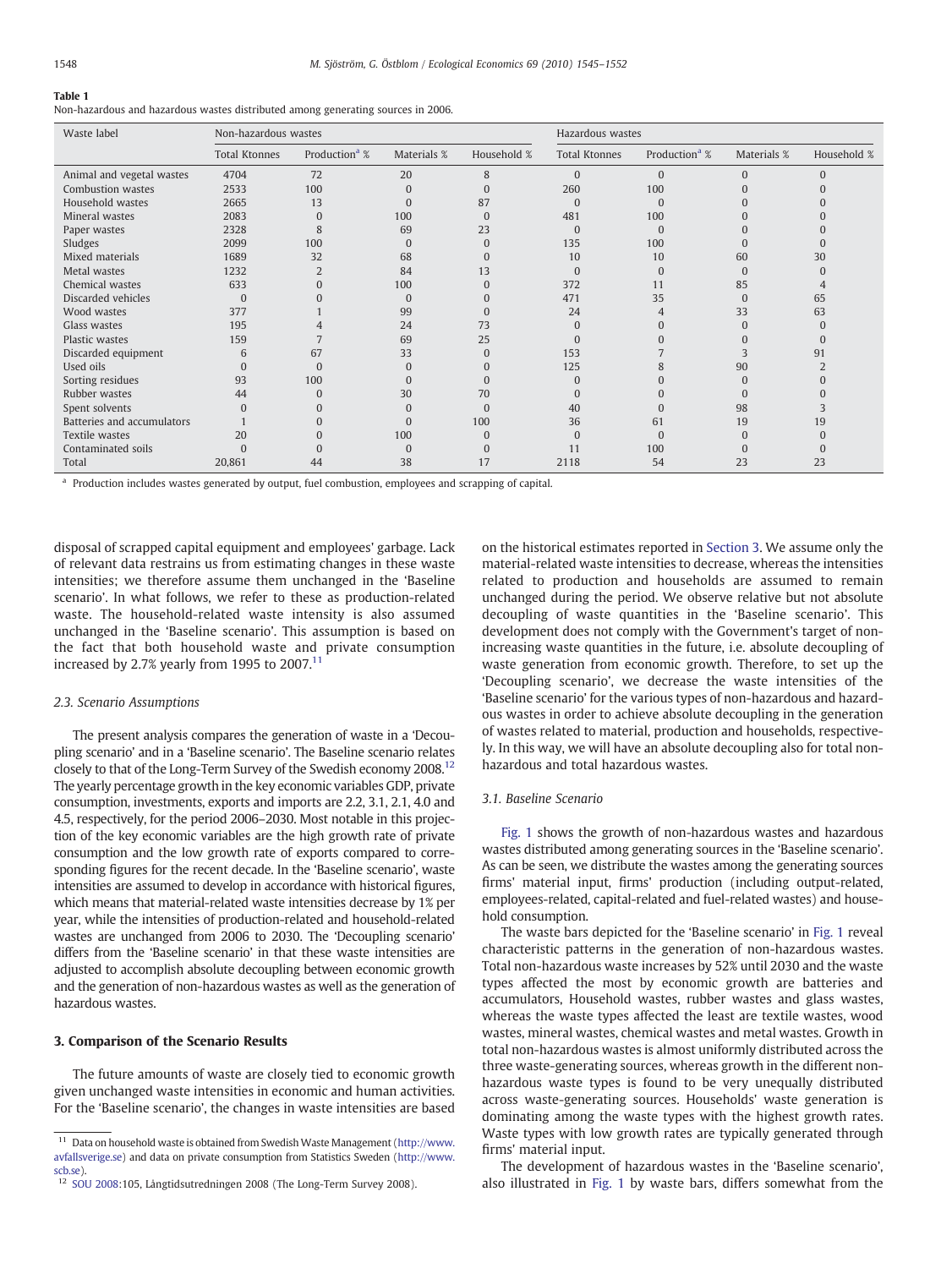**Table 1**
Non-hazardous and hazardous wastes distributed among generating sources in 2006.

| Waste label | Non-hazardous wastes | | | | Hazardous wastes | | | |
|---|---|---|---|---|---|---|---|---|
| | Total Ktonnes | Production[a] % | Materials % | Household % | Total Ktonnes | Production[a] % | Materials % | Household % |
| Animal and vegetal wastes | 4704 | 72 | 20 | 8 | 0 | 0 | 0 | 0 |
| Combustion wastes | 2533 | 100 | 0 | 0 | 260 | 100 | 0 | 0 |
| Household wastes | 2665 | 13 | 0 | 87 | 0 | 0 | 0 | 0 |
| Mineral wastes | 2083 | 0 | 100 | 0 | 481 | 100 | 0 | 0 |
| Paper wastes | 2328 | 8 | 69 | 23 | 0 | 0 | 0 | 0 |
| Sludges | 2099 | 100 | 0 | 0 | 135 | 100 | 0 | 0 |
| Mixed materials | 1689 | 32 | 68 | 0 | 10 | 10 | 60 | 30 |
| Metal wastes | 1232 | 2 | 84 | 13 | 0 | 0 | 0 | 0 |
| Chemical wastes | 633 | 0 | 100 | 0 | 372 | 11 | 85 | 4 |
| Discarded vehicles | 0 | 0 | 0 | 0 | 471 | 35 | 0 | 65 |
| Wood wastes | 377 | 1 | 99 | 0 | 24 | 4 | 33 | 63 |
| Glass wastes | 195 | 4 | 24 | 73 | 0 | 0 | 0 | 0 |
| Plastic wastes | 159 | 7 | 69 | 25 | 0 | 0 | 0 | 0 |
| Discarded equipment | 6 | 67 | 33 | 0 | 153 | 7 | 3 | 91 |
| Used oils | 0 | 0 | 0 | 0 | 125 | 8 | 90 | 2 |
| Sorting residues | 93 | 100 | 0 | 0 | 0 | 0 | 0 | 0 |
| Rubber wastes | 44 | 0 | 30 | 70 | 0 | 0 | 0 | 0 |
| Spent solvents | 0 | 0 | 0 | 0 | 40 | 0 | 98 | 3 |
| Batteries and accumulators | 1 | 0 | 0 | 100 | 36 | 61 | 19 | 19 |
| Textile wastes | 20 | 0 | 100 | 0 | 0 | 0 | 0 | 0 |
| Contaminated soils | 0 | 0 | 0 | 0 | 11 | 100 | 0 | 0 |
| Total | 20,861 | 44 | 38 | 17 | 2118 | 54 | 23 | 23 |

[a] Production includes wastes generated by output, fuel combustion, employees and scrapping of capital.

disposal of scrapped capital equipment and employees' garbage. Lack of relevant data restrains us from estimating changes in these waste intensities; we therefore assume them unchanged in the 'Baseline scenario'. In what follows, we refer to these as production-related waste. The household-related waste intensity is also assumed unchanged in the 'Baseline scenario'. This assumption is based on the fact that both household waste and private consumption increased by 2.7% yearly from 1995 to 2007.[11]

### 2.3. Scenario Assumptions

The present analysis compares the generation of waste in a 'Decoupling scenario' and in a 'Baseline scenario'. The Baseline scenario relates closely to that of the Long-Term Survey of the Swedish economy 2008.[12] The yearly percentage growth in the key economic variables GDP, private consumption, investments, exports and imports are 2.2, 3.1, 2.1, 4.0 and 4.5, respectively, for the period 2006–2030. Most notable in this projection of the key economic variables are the high growth rate of private consumption and the low growth rate of exports compared to corresponding figures for the recent decade. In the 'Baseline scenario', waste intensities are assumed to develop in accordance with historical figures, which means that material-related waste intensities decrease by 1% per year, while the intensities of production-related and household-related wastes are unchanged from 2006 to 2030. The 'Decoupling scenario' differs from the 'Baseline scenario' in that these waste intensities are adjusted to accomplish absolute decoupling between economic growth and the generation of non-hazardous wastes as well as the generation of hazardous wastes.

## 3. Comparison of the Scenario Results

The future amounts of waste are closely tied to economic growth given unchanged waste intensities in economic and human activities. For the 'Baseline scenario', the changes in waste intensities are based on the historical estimates reported in Section 3. We assume only the material-related waste intensities to decrease, whereas the intensities related to production and households are assumed to remain unchanged during the period. We observe relative but not absolute decoupling of waste quantities in the 'Baseline scenario'. This development does not comply with the Government's target of non-increasing waste quantities in the future, i.e. absolute decoupling of waste generation from economic growth. Therefore, to set up the 'Decoupling scenario', we decrease the waste intensities of the 'Baseline scenario' for the various types of non-hazardous and hazardous wastes in order to achieve absolute decoupling in the generation of wastes related to material, production and households, respectively. In this way, we will have an absolute decoupling also for total non-hazardous and total hazardous wastes.

### 3.1. Baseline Scenario

Fig. 1 shows the growth of non-hazardous wastes and hazardous wastes distributed among generating sources in the 'Baseline scenario'. As can be seen, we distribute the wastes among the generating sources firms' material input, firms' production (including output-related, employees-related, capital-related and fuel-related wastes) and household consumption.

The waste bars depicted for the 'Baseline scenario' in Fig. 1 reveal characteristic patterns in the generation of non-hazardous wastes. Total non-hazardous waste increases by 52% until 2030 and the waste types affected the most by economic growth are batteries and accumulators, Household wastes, rubber wastes and glass wastes, whereas the waste types affected the least are textile wastes, wood wastes, mineral wastes, chemical wastes and metal wastes. Growth in total non-hazardous wastes is almost uniformly distributed across the three waste-generating sources, whereas growth in the different non-hazardous waste types is found to be very unequally distributed across waste-generating sources. Households' waste generation is dominating among the waste types with the highest growth rates. Waste types with low growth rates are typically generated through firms' material input.

The development of hazardous wastes in the 'Baseline scenario', also illustrated in Fig. 1 by waste bars, differs somewhat from the

[11] Data on household waste is obtained from Swedish Waste Management (http://www.avfallsverige.se) and data on private consumption from Statistics Sweden (http://www.scb.se).

[12] SOU 2008:105, Långtidsutredningen 2008 (The Long-Term Survey 2008).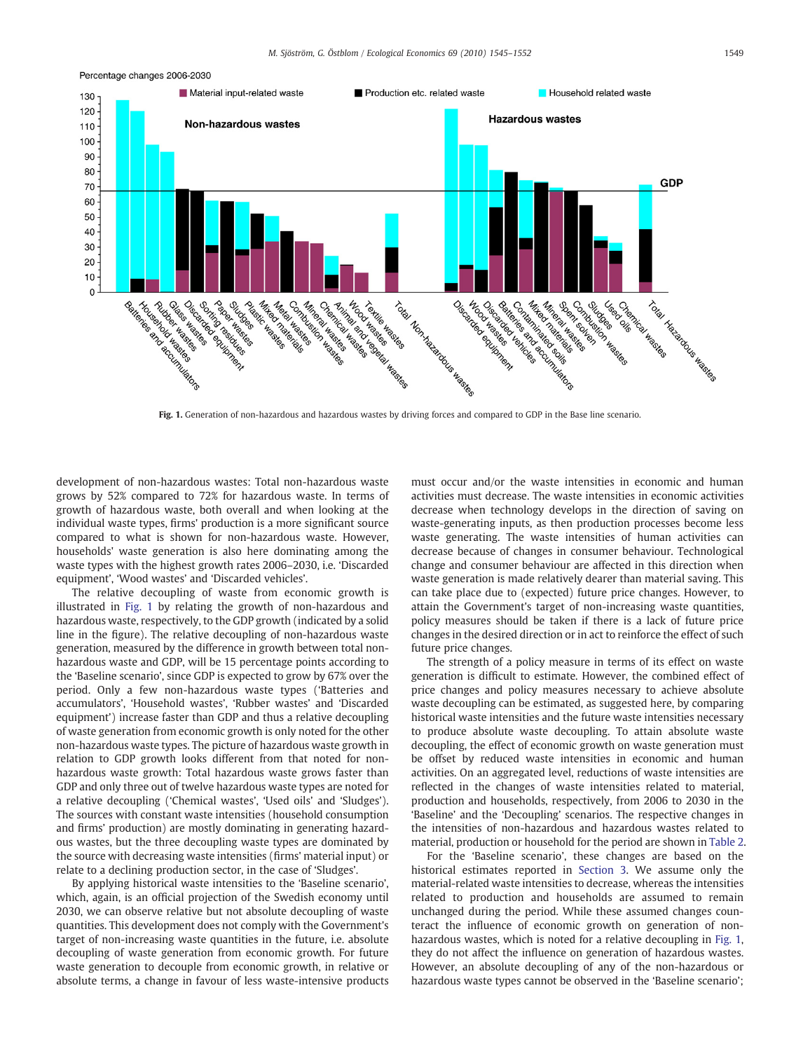Fig. 1. Generation of non-hazardous and hazardous wastes by driving forces and compared to GDP in the Base line scenario.

development of non-hazardous wastes: Total non-hazardous waste grows by 52% compared to 72% for hazardous waste. In terms of growth of hazardous waste, both overall and when looking at the individual waste types, firms' production is a more significant source compared to what is shown for non-hazardous waste. However, households' waste generation is also here dominating among the waste types with the highest growth rates 2006–2030, i.e. 'Discarded equipment', 'Wood wastes' and 'Discarded vehicles'.

The relative decoupling of waste from economic growth is illustrated in Fig. 1 by relating the growth of non-hazardous and hazardous waste, respectively, to the GDP growth (indicated by a solid line in the figure). The relative decoupling of non-hazardous waste generation, measured by the difference in growth between total non-hazardous waste and GDP, will be 15 percentage points according to the 'Baseline scenario', since GDP is expected to grow by 67% over the period. Only a few non-hazardous waste types ('Batteries and accumulators', 'Household wastes', 'Rubber wastes' and 'Discarded equipment') increase faster than GDP and thus a relative decoupling of waste generation from economic growth is only noted for the other non-hazardous waste types. The picture of hazardous waste growth in relation to GDP growth looks different from that noted for non-hazardous waste growth: Total hazardous waste grows faster than GDP and only three out of twelve hazardous waste types are noted for a relative decoupling ('Chemical wastes', 'Used oils' and 'Sludges'). The sources with constant waste intensities (household consumption and firms' production) are mostly dominating in generating hazardous wastes, but the three decoupling waste types are dominated by the source with decreasing waste intensities (firms' material input) or relate to a declining production sector, in the case of 'Sludges'.

By applying historical waste intensities to the 'Baseline scenario', which, again, is an official projection of the Swedish economy until 2030, we can observe relative but not absolute decoupling of waste quantities. This development does not comply with the Government's target of non-increasing waste quantities in the future, i.e. absolute decoupling of waste generation from economic growth. For future waste generation to decouple from economic growth, in relative or absolute terms, a change in favour of less waste-intensive products must occur and/or the waste intensities in economic and human activities must decrease. The waste intensities in economic activities decrease when technology develops in the direction of saving on waste-generating inputs, as then production processes become less waste generating. The waste intensities of human activities can decrease because of changes in consumer behaviour. Technological change and consumer behaviour are affected in this direction when waste generation is made relatively dearer than material saving. This can take place due to (expected) future price changes. However, to attain the Government's target of non-increasing waste quantities, policy measures should be taken if there is a lack of future price changes in the desired direction or in act to reinforce the effect of such future price changes.

The strength of a policy measure in terms of its effect on waste generation is difficult to estimate. However, the combined effect of price changes and policy measures necessary to achieve absolute waste decoupling can be estimated, as suggested here, by comparing historical waste intensities and the future waste intensities necessary to produce absolute waste decoupling. To attain absolute waste decoupling, the effect of economic growth on waste generation must be offset by reduced waste intensities in economic and human activities. On an aggregated level, reductions of waste intensities are reflected in the changes of waste intensities related to material, production and households, respectively, from 2006 to 2030 in the 'Baseline' and the 'Decoupling' scenarios. The respective changes in the intensities of non-hazardous and hazardous wastes related to material, production or household for the period are shown in Table 2.

For the 'Baseline scenario', these changes are based on the historical estimates reported in Section 3. We assume only the material-related waste intensities to decrease, whereas the intensities related to production and households are assumed to remain unchanged during the period. While these assumed changes counteract the influence of economic growth on generation of non-hazardous wastes, which is noted for a relative decoupling in Fig. 1, they do not affect the influence on generation of hazardous wastes. However, an absolute decoupling of any of the non-hazardous or hazardous waste types cannot be observed in the 'Baseline scenario';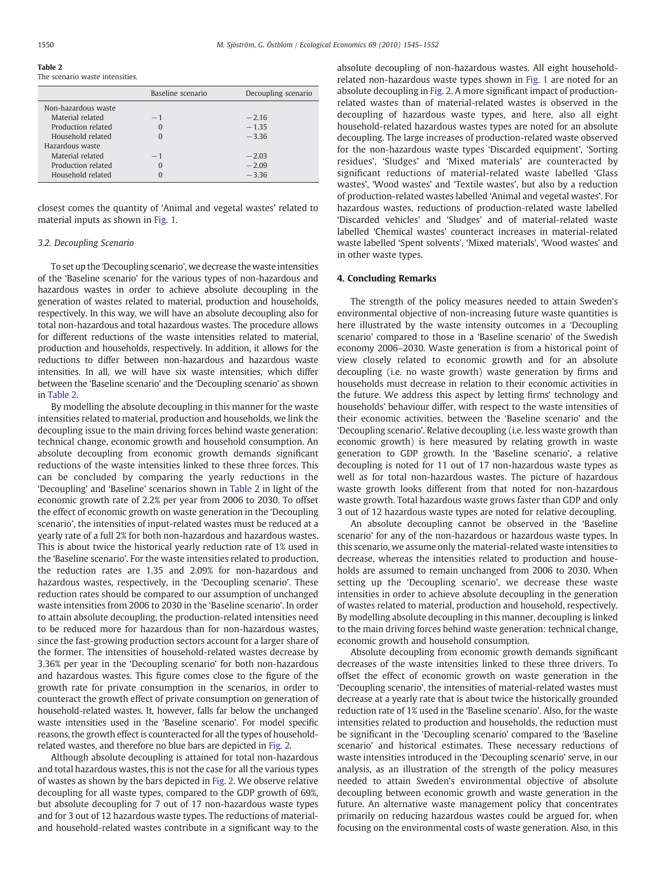**Table 2**
The scenario waste intensities.

| | Baseline scenario | Decoupling scenario |
|---|---|---|
| Non-hazardous waste | | |
| Material related | −1 | −2.16 |
| Production related | 0 | −1.35 |
| Household related | 0 | −3.36 |
| Hazardous waste | | |
| Material related | −1 | −2.03 |
| Production related | 0 | −2.09 |
| Household related | 0 | −3.36 |

closest comes the quantity of 'Animal and vegetal wastes' related to material inputs as shown in Fig. 1.

### 3.2. Decoupling Scenario

To set up the 'Decoupling scenario', we decrease the waste intensities of the 'Baseline scenario' for the various types of non-hazardous and hazardous wastes in order to achieve absolute decoupling in the generation of wastes related to material, production and households, respectively. In this way, we will have an absolute decoupling also for total non-hazardous and total hazardous wastes. The procedure allows for different reductions of the waste intensities related to material, production and households, respectively. In addition, it allows for the reductions to differ between non-hazardous and hazardous waste intensities. In all, we will have six waste intensities, which differ between the 'Baseline scenario' and the 'Decoupling scenario' as shown in Table 2.

By modelling the absolute decoupling in this manner for the waste intensities related to material, production and households, we link the decoupling issue to the main driving forces behind waste generation: technical change, economic growth and household consumption. An absolute decoupling from economic growth demands significant reductions of the waste intensities linked to these three forces. This can be concluded by comparing the yearly reductions in the 'Decoupling' and 'Baseline' scenarios shown in Table 2 in light of the economic growth rate of 2.2% per year from 2006 to 2030. To offset the effect of economic growth on waste generation in the 'Decoupling scenario', the intensities of input-related wastes must be reduced at a yearly rate of a full 2% for both non-hazardous and hazardous wastes. This is about twice the historical yearly reduction rate of 1% used in the 'Baseline scenario'. For the waste intensities related to production, the reduction rates are 1.35 and 2.09% for non-hazardous and hazardous wastes, respectively, in the 'Decoupling scenario'. These reduction rates should be compared to our assumption of unchanged waste intensities from 2006 to 2030 in the 'Baseline scenario'. In order to attain absolute decoupling, the production-related intensities need to be reduced more for hazardous than for non-hazardous wastes, since the fast-growing production sectors account for a larger share of the former. The intensities of household-related wastes decrease by 3.36% per year in the 'Decoupling scenario' for both non-hazardous and hazardous wastes. This figure comes close to the figure of the growth rate for private consumption in the scenarios, in order to counteract the growth effect of private consumption on generation of household-related wastes. It, however, falls far below the unchanged waste intensities used in the 'Baseline scenario'. For model specific reasons, the growth effect is counteracted for all the types of household-related wastes, and therefore no blue bars are depicted in Fig. 2.

Although absolute decoupling is attained for total non-hazardous and total hazardous wastes, this is not the case for all the various types of wastes as shown by the bars depicted in Fig. 2. We observe relative decoupling for all waste types, compared to the GDP growth of 69%, but absolute decoupling for 7 out of 17 non-hazardous waste types and for 3 out of 12 hazardous waste types. The reductions of material- and household-related wastes contribute in a significant way to the absolute decoupling of non-hazardous wastes. All eight household-related non-hazardous waste types shown in Fig. 1 are noted for an absolute decoupling in Fig. 2. A more significant impact of production-related wastes than of material-related wastes is observed in the decoupling of hazardous waste types, and here, also all eight household-related hazardous wastes types are noted for an absolute decoupling. The large increases of production-related waste observed for the non-hazardous waste types 'Discarded equipment', 'Sorting residues', 'Sludges' and 'Mixed materials' are counteracted by significant reductions of material-related waste labelled 'Glass wastes', 'Wood wastes' and 'Textile wastes', but also by a reduction of production-related wastes labelled 'Animal and vegetal wastes'. For hazardous wastes, reductions of production-related waste labelled 'Discarded vehicles' and 'Sludges' and of material-related waste labelled 'Chemical wastes' counteract increases in material-related waste labelled 'Spent solvents', 'Mixed materials', 'Wood wastes' and in other waste types.

## 4. Concluding Remarks

The strength of the policy measures needed to attain Sweden's environmental objective of non-increasing future waste quantities is here illustrated by the waste intensity outcomes in a 'Decoupling scenario' compared to those in a 'Baseline scenario' of the Swedish economy 2006–2030. Waste generation is from a historical point of view closely related to economic growth and for an absolute decoupling (i.e. no waste growth) waste generation by firms and households must decrease in relation to their economic activities in the future. We address this aspect by letting firms' technology and households' behaviour differ, with respect to the waste intensities of their economic activities, between the 'Baseline scenario' and the 'Decoupling scenario'. Relative decoupling (i.e. less waste growth than economic growth) is here measured by relating growth in waste generation to GDP growth. In the 'Baseline scenario', a relative decoupling is noted for 11 out of 17 non-hazardous waste types as well as for total non-hazardous wastes. The picture of hazardous waste growth looks different from that noted for non-hazardous waste growth. Total hazardous waste grows faster than GDP and only 3 out of 12 hazardous waste types are noted for relative decoupling.

An absolute decoupling cannot be observed in the 'Baseline scenario' for any of the non-hazardous or hazardous waste types. In this scenario, we assume only the material-related waste intensities to decrease, whereas the intensities related to production and households are assumed to remain unchanged from 2006 to 2030. When setting up the 'Decoupling scenario', we decrease these waste intensities in order to achieve absolute decoupling in the generation of wastes related to material, production and household, respectively. By modelling absolute decoupling in this manner, decoupling is linked to the main driving forces behind waste generation: technical change, economic growth and household consumption.

Absolute decoupling from economic growth demands significant decreases of the waste intensities linked to these three drivers. To offset the effect of economic growth on waste generation in the 'Decoupling scenario', the intensities of material-related wastes must decrease at a yearly rate that is about twice the historically grounded reduction rate of 1% used in the 'Baseline scenario'. Also, for the waste intensities related to production and households, the reduction must be significant in the 'Decoupling scenario' compared to the 'Baseline scenario' and historical estimates. These necessary reductions of waste intensities introduced in the 'Decoupling scenario' serve, in our analysis, as an illustration of the strength of the policy measures needed to attain Sweden's environmental objective of absolute decoupling between economic growth and waste generation in the future. An alternative waste management policy that concentrates primarily on reducing hazardous wastes could be argued for, when focusing on the environmental costs of waste generation. Also, in this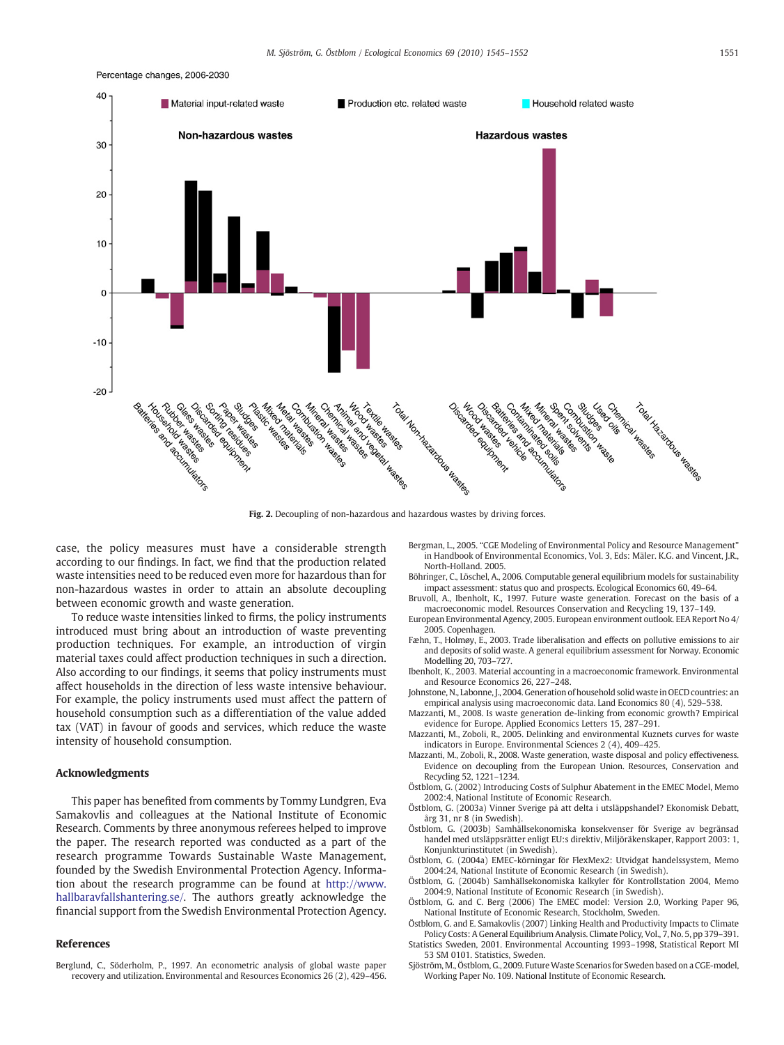Fig. 2. Decoupling of non-hazardous and hazardous wastes by driving forces.

case, the policy measures must have a considerable strength according to our findings. In fact, we find that the production related waste intensities need to be reduced even more for hazardous than for non-hazardous wastes in order to attain an absolute decoupling between economic growth and waste generation.

To reduce waste intensities linked to firms, the policy instruments introduced must bring about an introduction of waste preventing production techniques. For example, an introduction of virgin material taxes could affect production techniques in such a direction. Also according to our findings, it seems that policy instruments must affect households in the direction of less waste intensive behaviour. For example, the policy instruments used must affect the pattern of household consumption such as a differentiation of the value added tax (VAT) in favour of goods and services, which reduce the waste intensity of household consumption.

## Acknowledgments

This paper has benefited from comments by Tommy Lundgren, Eva Samakovlis and colleagues at the National Institute of Economic Research. Comments by three anonymous referees helped to improve the paper. The research reported was conducted as a part of the research programme Towards Sustainable Waste Management, founded by the Swedish Environmental Protection Agency. Information about the research programme can be found at http://www.hallbaravfallshantering.se/. The authors greatly acknowledge the financial support from the Swedish Environmental Protection Agency.

## References

Berglund, C., Söderholm, P., 1997. An econometric analysis of global waste paper recovery and utilization. Environmental and Resources Economics 26 (2), 429–456.

Bergman, L., 2005. "CGE Modeling of Environmental Policy and Resource Management" in Handbook of Environmental Economics, Vol. 3, Eds: Mäler. K.G. and Vincent, J.R., North-Holland. 2005.

Böhringer, C., Löschel, A., 2006. Computable general equilibrium models for sustainability impact assessment: status quo and prospects. Ecological Economics 60, 49–64.

Bruvoll, A., Ibenholt, K., 1997. Future waste generation. Forecast on the basis of a macroeconomic model. Resources Conservation and Recycling 19, 137–149.

European Environmental Agency, 2005. European environment outlook. EEA Report No 4/2005. Copenhagen.

Fæhn, T., Holmøy, E., 2003. Trade liberalisation and effects on pollutive emissions to air and deposits of solid waste. A general equilibrium assessment for Norway. Economic Modelling 20, 703–727.

Ibenholt, K., 2003. Material accounting in a macroeconomic framework. Environmental and Resource Economics 26, 227–248.

Johnstone, N., Labonne, J., 2004. Generation of household solid waste in OECD countries: an empirical analysis using macroeconomic data. Land Economics 80 (4), 529–538.

Mazzanti, M., 2008. Is waste generation de-linking from economic growth? Empirical evidence for Europe. Applied Economics Letters 15, 287–291.

Mazzanti, M., Zoboli, R., 2005. Delinking and environmental Kuznets curves for waste indicators in Europe. Environmental Sciences 2 (4), 409–425.

Mazzanti, M., Zoboli, R., 2008. Waste generation, waste disposal and policy effectiveness. Evidence on decoupling from the European Union. Resources, Conservation and Recycling 52, 1221–1234.

Östblom, G. (2002) Introducing Costs of Sulphur Abatement in the EMEC Model, Memo 2002:4, National Institute of Economic Research.

Östblom, G. (2003a) Vinner Sverige på att delta i utsläppshandel? Ekonomisk Debatt, årg 31, nr 8 (in Swedish).

Östblom, G. (2003b) Samhällsekonomiska konsekvenser för Sverige av begränsad handel med utsläppsrätter enligt EU:s direktiv, Miljöräkenskaper, Rapport 2003: 1, Konjunkturinstitutet (in Swedish).

Östblom, G. (2004a) EMEC-körningar för FlexMex2: Utvidgat handelssystem, Memo 2004:24, National Institute of Economic Research (in Swedish).

Östblom, G. (2004b) Samhällsekonomiska kalkyler för Kontrollstation 2004, Memo 2004:9, National Institute of Economic Research (in Swedish).

Östblom, G. and C. Berg (2006) The EMEC model: Version 2.0, Working Paper 96, National Institute of Economic Research, Stockholm, Sweden.

Östblom, G. and E. Samakovlis (2007) Linking Health and Productivity Impacts to Climate Policy Costs: A General Equilibrium Analysis. Climate Policy, Vol., 7, No. 5, pp 379–391.

Statistics Sweden, 2001. Environmental Accounting 1993–1998, Statistical Report MI 53 SM 0101. Statistics, Sweden.

Sjöström, M., Östblom, G., 2009. Future Waste Scenarios for Sweden based on a CGE-model, Working Paper No. 109. National Institute of Economic Research.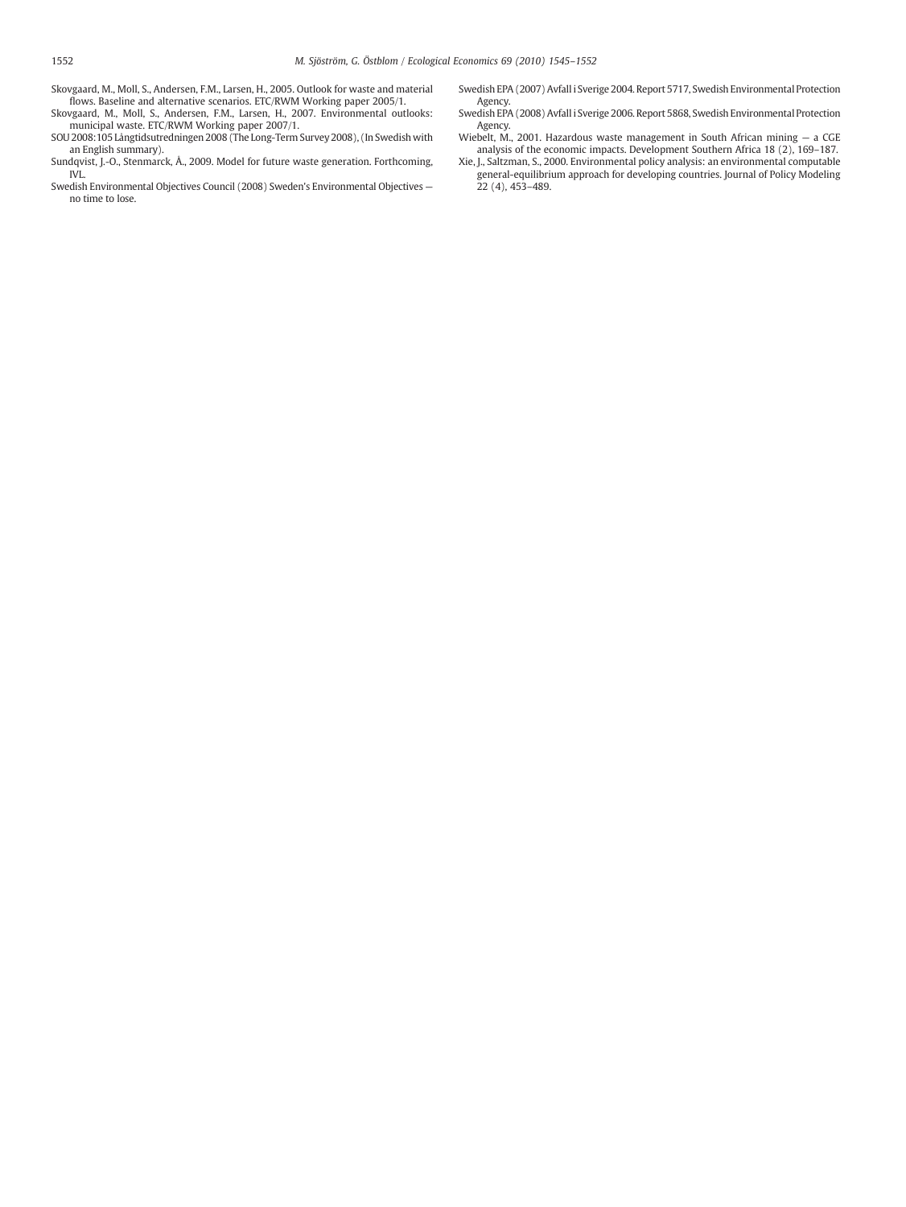Skovgaard, M., Moll, S., Andersen, F.M., Larsen, H., 2005. Outlook for waste and material flows. Baseline and alternative scenarios. ETC/RWM Working paper 2005/1.

Skovgaard, M., Moll, S., Andersen, F.M., Larsen, H., 2007. Environmental outlooks: municipal waste. ETC/RWM Working paper 2007/1.

SOU 2008:105 Långtidsutredningen 2008 (The Long-Term Survey 2008), (In Swedish with an English summary).

Sundqvist, J.-O., Stenmarck, Å., 2009. Model for future waste generation. Forthcoming, IVL.

Swedish Environmental Objectives Council (2008) Sweden's Environmental Objectives — no time to lose.

Swedish EPA (2007) Avfall i Sverige 2004. Report 5717, Swedish Environmental Protection Agency.

Swedish EPA (2008) Avfall i Sverige 2006. Report 5868, Swedish Environmental Protection Agency.

Wiebelt, M., 2001. Hazardous waste management in South African mining — a CGE analysis of the economic impacts. Development Southern Africa 18 (2), 169–187.

Xie, J., Saltzman, S., 2000. Environmental policy analysis: an environmental computable general-equilibrium approach for developing countries. Journal of Policy Modeling 22 (4), 453–489.